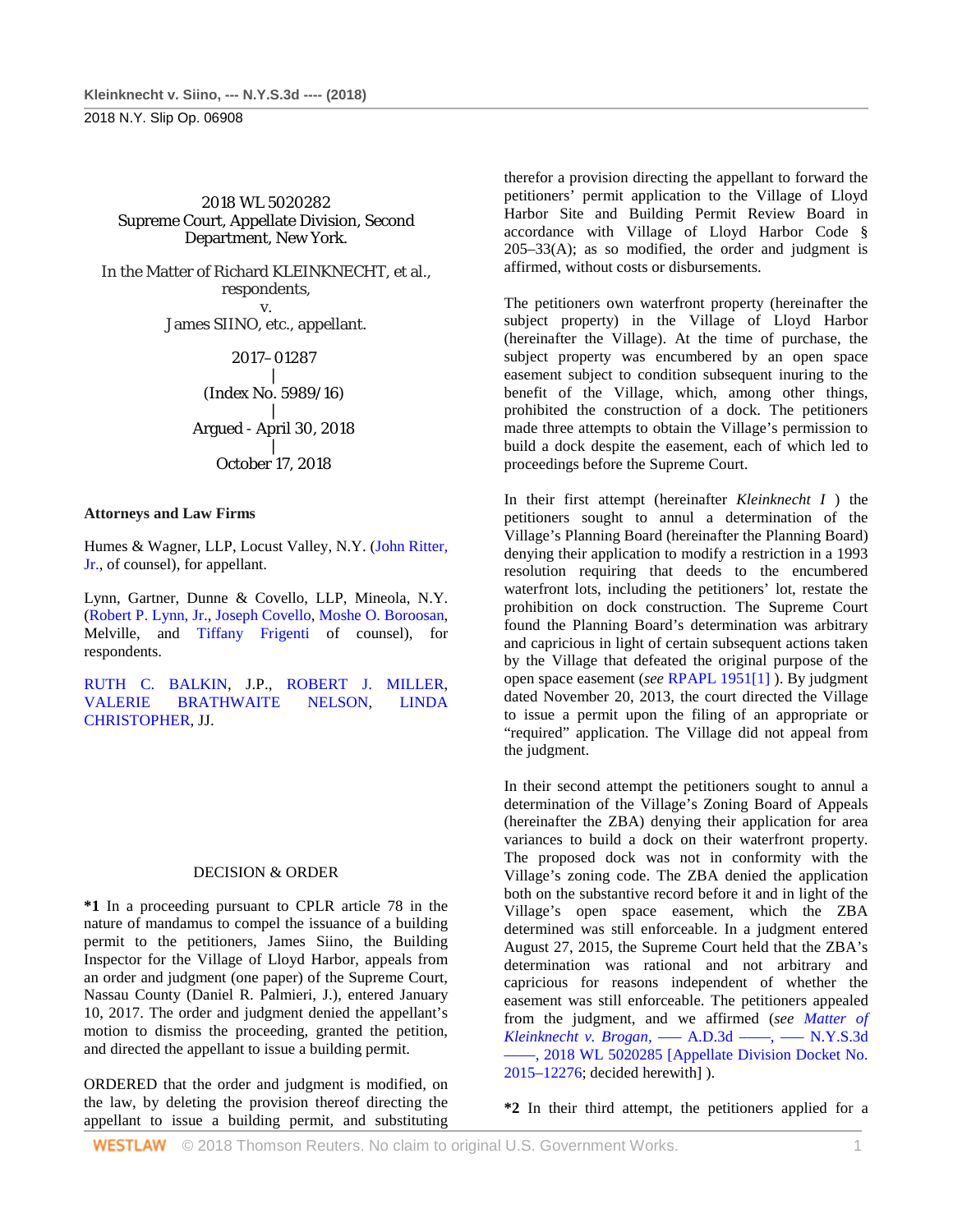2018 WL 5020282
Supreme Court, Appellate Division, Second Department, New York.

In the Matter of Richard KLEINKNECHT, et al., respondents,
v.
James SIINO, etc., appellant.

2017–01287
|
(Index No. 5989/16)
|
Argued - April 30, 2018
|
October 17, 2018

**Attorneys and Law Firms**

Humes & Wagner, LLP, Locust Valley, N.Y. (John Ritter, Jr., of counsel), for appellant.

Lynn, Gartner, Dunne & Covello, LLP, Mineola, N.Y. (Robert P. Lynn, Jr., Joseph Covello, Moshe O. Boroosan, Melville, and Tiffany Frigenti of counsel), for respondents.

RUTH C. BALKIN, J.P., ROBERT J. MILLER, VALERIE BRATHWAITE NELSON, LINDA CHRISTOPHER, JJ.

DECISION & ORDER

**\*1** In a proceeding pursuant to CPLR article 78 in the nature of mandamus to compel the issuance of a building permit to the petitioners, James Siino, the Building Inspector for the Village of Lloyd Harbor, appeals from an order and judgment (one paper) of the Supreme Court, Nassau County (Daniel R. Palmieri, J.), entered January 10, 2017. The order and judgment denied the appellant's motion to dismiss the proceeding, granted the petition, and directed the appellant to issue a building permit.

ORDERED that the order and judgment is modified, on the law, by deleting the provision thereof directing the appellant to issue a building permit, and substituting therefor a provision directing the appellant to forward the petitioners' permit application to the Village of Lloyd Harbor Site and Building Permit Review Board in accordance with Village of Lloyd Harbor Code § 205–33(A); as so modified, the order and judgment is affirmed, without costs or disbursements.

The petitioners own waterfront property (hereinafter the subject property) in the Village of Lloyd Harbor (hereinafter the Village). At the time of purchase, the subject property was encumbered by an open space easement subject to condition subsequent inuring to the benefit of the Village, which, among other things, prohibited the construction of a dock. The petitioners made three attempts to obtain the Village's permission to build a dock despite the easement, each of which led to proceedings before the Supreme Court.

In their first attempt (hereinafter *Kleinknecht I* ) the petitioners sought to annul a determination of the Village's Planning Board (hereinafter the Planning Board) denying their application to modify a restriction in a 1993 resolution requiring that deeds to the encumbered waterfront lots, including the petitioners' lot, restate the prohibition on dock construction. The Supreme Court found the Planning Board's determination was arbitrary and capricious in light of certain subsequent actions taken by the Village that defeated the original purpose of the open space easement (*see* RPAPL 1951[1] ). By judgment dated November 20, 2013, the court directed the Village to issue a permit upon the filing of an appropriate or "required" application. The Village did not appeal from the judgment.

In their second attempt the petitioners sought to annul a determination of the Village's Zoning Board of Appeals (hereinafter the ZBA) denying their application for area variances to build a dock on their waterfront property. The proposed dock was not in conformity with the Village's zoning code. The ZBA denied the application both on the substantive record before it and in light of the Village's open space easement, which the ZBA determined was still enforceable. In a judgment entered August 27, 2015, the Supreme Court held that the ZBA's determination was rational and not arbitrary and capricious for reasons independent of whether the easement was still enforceable. The petitioners appealed from the judgment, and we affirmed (*see* *Matter of Kleinknecht v. Brogan,* ––– A.D.3d ––––, ––– N.Y.S.3d ––––, 2018 WL 5020285 [Appellate Division Docket No. 2015–12276; decided herewith] ).

**\*2** In their third attempt, the petitioners applied for a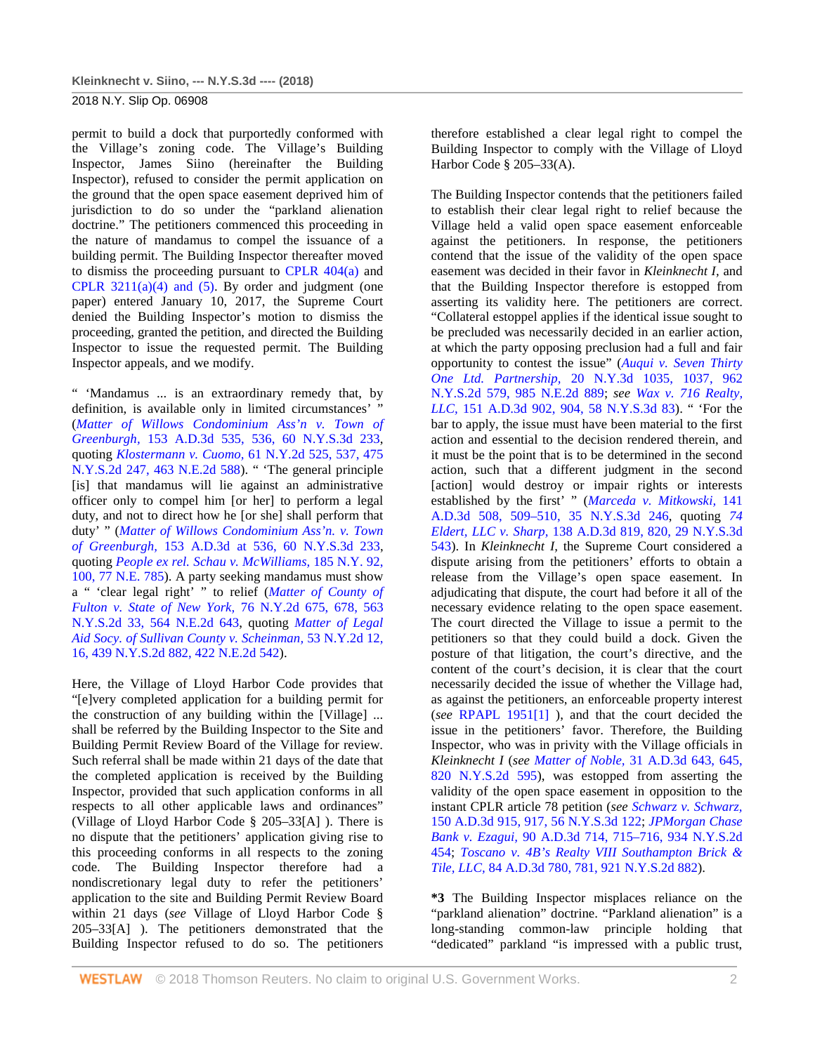permit to build a dock that purportedly conformed with the Village's zoning code. The Village's Building Inspector, James Siino (hereinafter the Building Inspector), refused to consider the permit application on the ground that the open space easement deprived him of jurisdiction to do so under the "parkland alienation doctrine." The petitioners commenced this proceeding in the nature of mandamus to compel the issuance of a building permit. The Building Inspector thereafter moved to dismiss the proceeding pursuant to CPLR 404(a) and CPLR 3211(a)(4) and (5). By order and judgment (one paper) entered January 10, 2017, the Supreme Court denied the Building Inspector's motion to dismiss the proceeding, granted the petition, and directed the Building Inspector to issue the requested permit. The Building Inspector appeals, and we modify.

" 'Mandamus ... is an extraordinary remedy that, by definition, is available only in limited circumstances' " (*Matter of Willows Condominium Ass'n v. Town of Greenburgh,* 153 A.D.3d 535, 536, 60 N.Y.S.3d 233, quoting *Klostermann v. Cuomo,* 61 N.Y.2d 525, 537, 475 N.Y.S.2d 247, 463 N.E.2d 588). " 'The general principle [is] that mandamus will lie against an administrative officer only to compel him [or her] to perform a legal duty, and not to direct how he [or she] shall perform that duty' " (*Matter of Willows Condominium Ass'n. v. Town of Greenburgh,* 153 A.D.3d at 536, 60 N.Y.S.3d 233, quoting *People ex rel. Schau v. McWilliams,* 185 N.Y. 92, 100, 77 N.E. 785). A party seeking mandamus must show a " 'clear legal right' " to relief (*Matter of County of Fulton v. State of New York,* 76 N.Y.2d 675, 678, 563 N.Y.S.2d 33, 564 N.E.2d 643, quoting *Matter of Legal Aid Socy. of Sullivan County v. Scheinman,* 53 N.Y.2d 12, 16, 439 N.Y.S.2d 882, 422 N.E.2d 542).

Here, the Village of Lloyd Harbor Code provides that "[e]very completed application for a building permit for the construction of any building within the [Village] ... shall be referred by the Building Inspector to the Site and Building Permit Review Board of the Village for review. Such referral shall be made within 21 days of the date that the completed application is received by the Building Inspector, provided that such application conforms in all respects to all other applicable laws and ordinances" (Village of Lloyd Harbor Code § 205–33[A] ). There is no dispute that the petitioners' application giving rise to this proceeding conforms in all respects to the zoning code. The Building Inspector therefore had a nondiscretionary legal duty to refer the petitioners' application to the site and Building Permit Review Board within 21 days (*see* Village of Lloyd Harbor Code § 205–33[A] ). The petitioners demonstrated that the Building Inspector refused to do so. The petitioners therefore established a clear legal right to compel the Building Inspector to comply with the Village of Lloyd Harbor Code § 205–33(A).

The Building Inspector contends that the petitioners failed to establish their clear legal right to relief because the Village held a valid open space easement enforceable against the petitioners. In response, the petitioners contend that the issue of the validity of the open space easement was decided in their favor in *Kleinknecht I,* and that the Building Inspector therefore is estopped from asserting its validity here. The petitioners are correct. "Collateral estoppel applies if the identical issue sought to be precluded was necessarily decided in an earlier action, at which the party opposing preclusion had a full and fair opportunity to contest the issue" (*Auqui v. Seven Thirty One Ltd. Partnership,* 20 N.Y.3d 1035, 1037, 962 N.Y.S.2d 579, 985 N.E.2d 889; *see Wax v. 716 Realty, LLC,* 151 A.D.3d 902, 904, 58 N.Y.S.3d 83). " 'For the bar to apply, the issue must have been material to the first action and essential to the decision rendered therein, and it must be the point that is to be determined in the second action, such that a different judgment in the second [action] would destroy or impair rights or interests established by the first' " (*Marceda v. Mitkowski,* 141 A.D.3d 508, 509–510, 35 N.Y.S.3d 246, quoting *74 Eldert, LLC v. Sharp,* 138 A.D.3d 819, 820, 29 N.Y.S.3d 543). In *Kleinknecht I,* the Supreme Court considered a dispute arising from the petitioners' efforts to obtain a release from the Village's open space easement. In adjudicating that dispute, the court had before it all of the necessary evidence relating to the open space easement. The court directed the Village to issue a permit to the petitioners so that they could build a dock. Given the posture of that litigation, the court's directive, and the content of the court's decision, it is clear that the court necessarily decided the issue of whether the Village had, as against the petitioners, an enforceable property interest (*see* RPAPL 1951[1] ), and that the court decided the issue in the petitioners' favor. Therefore, the Building Inspector, who was in privity with the Village officials in *Kleinknecht I* (*see Matter of Noble,* 31 A.D.3d 643, 645, 820 N.Y.S.2d 595), was estopped from asserting the validity of the open space easement in opposition to the instant CPLR article 78 petition (*see Schwarz v. Schwarz,* 150 A.D.3d 915, 917, 56 N.Y.S.3d 122; *JPMorgan Chase Bank v. Ezagui,* 90 A.D.3d 714, 715–716, 934 N.Y.S.2d 454; *Toscano v. 4B's Realty VIII Southampton Brick & Tile, LLC,* 84 A.D.3d 780, 781, 921 N.Y.S.2d 882).

**\*3** The Building Inspector misplaces reliance on the "parkland alienation" doctrine. "Parkland alienation" is a long-standing common-law principle holding that "dedicated" parkland "is impressed with a public trust,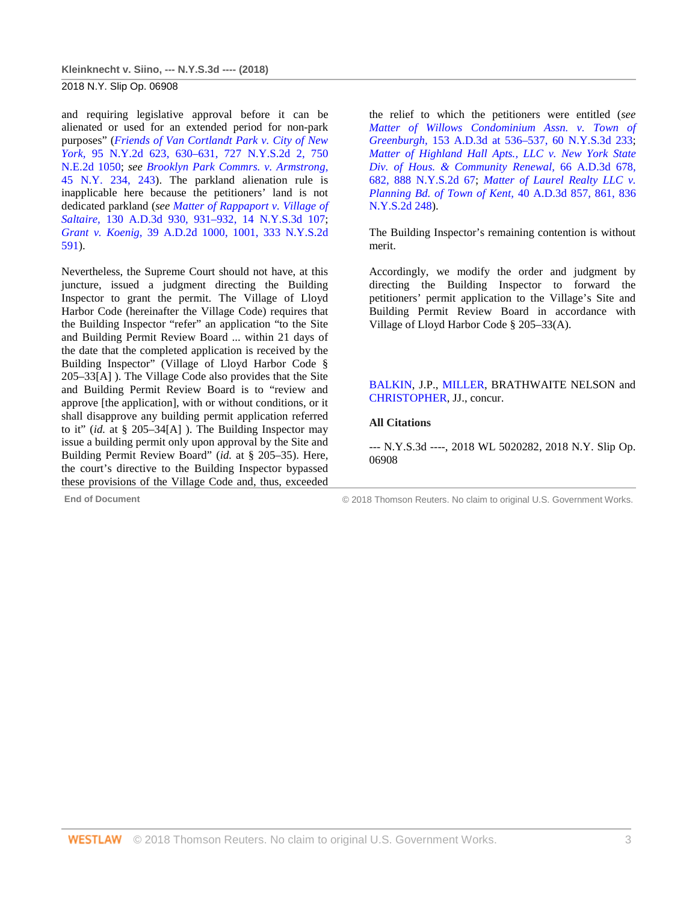and requiring legislative approval before it can be alienated or used for an extended period for non-park purposes" (*Friends of Van Cortlandt Park v. City of New York,* 95 N.Y.2d 623, 630–631, 727 N.Y.S.2d 2, 750 N.E.2d 1050; *see Brooklyn Park Commrs. v. Armstrong,* 45 N.Y. 234, 243). The parkland alienation rule is inapplicable here because the petitioners' land is not dedicated parkland (*see Matter of Rappaport v. Village of Saltaire,* 130 A.D.3d 930, 931–932, 14 N.Y.S.3d 107; *Grant v. Koenig,* 39 A.D.2d 1000, 1001, 333 N.Y.S.2d 591).

Nevertheless, the Supreme Court should not have, at this juncture, issued a judgment directing the Building Inspector to grant the permit. The Village of Lloyd Harbor Code (hereinafter the Village Code) requires that the Building Inspector "refer" an application "to the Site and Building Permit Review Board ... within 21 days of the date that the completed application is received by the Building Inspector" (Village of Lloyd Harbor Code § 205–33[A] ). The Village Code also provides that the Site and Building Permit Review Board is to "review and approve [the application], with or without conditions, or it shall disapprove any building permit application referred to it" (*id.* at § 205–34[A] ). The Building Inspector may issue a building permit only upon approval by the Site and Building Permit Review Board" (*id.* at § 205–35). Here, the court's directive to the Building Inspector bypassed these provisions of the Village Code and, thus, exceeded the relief to which the petitioners were entitled (*see Matter of Willows Condominium Assn. v. Town of Greenburgh,* 153 A.D.3d at 536–537, 60 N.Y.S.3d 233; *Matter of Highland Hall Apts., LLC v. New York State Div. of Hous. & Community Renewal,* 66 A.D.3d 678, 682, 888 N.Y.S.2d 67; *Matter of Laurel Realty LLC v. Planning Bd. of Town of Kent,* 40 A.D.3d 857, 861, 836 N.Y.S.2d 248).

The Building Inspector's remaining contention is without merit.

Accordingly, we modify the order and judgment by directing the Building Inspector to forward the petitioners' permit application to the Village's Site and Building Permit Review Board in accordance with Village of Lloyd Harbor Code § 205–33(A).

BALKIN, J.P., MILLER, BRATHWAITE NELSON and CHRISTOPHER, JJ., concur.

**All Citations**

--- N.Y.S.3d ----, 2018 WL 5020282, 2018 N.Y. Slip Op. 06908

**End of Document**